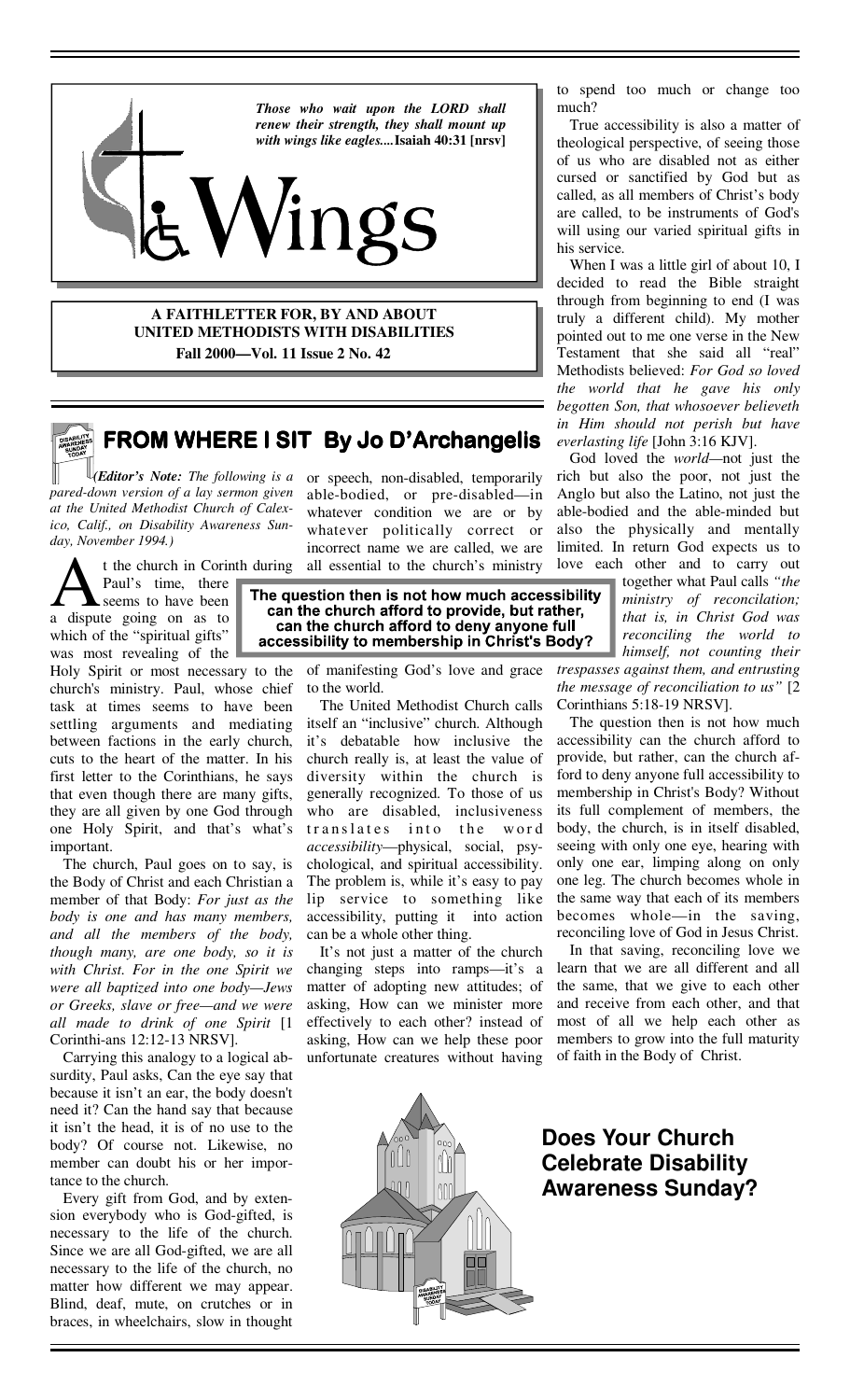*Those who wait upon the LORD shall renew their strength, they shall mount up with wings like eagles....* **Isaiah 40:31 [nrsv]**

# Wings

**A FAITHLETTER FOR, BY AND ABOUT UNITED METHODISTS WITH DISABILITIES**
**Fall 2000—Vol. 11 Issue 2 No. 42**

## FROM WHERE I SIT By Jo D'Archangelis

***(Editor's Note:*** *The following is a pared-down version of a lay sermon given at the United Methodist Church of Calexico, Calif., on Disability Awareness Sunday, November 1994.)*

At the church in Corinth during Paul's time, there seems to have been a dispute going on as to which of the "spiritual gifts" was most revealing of the Holy Spirit or most necessary to the church's ministry. Paul, whose chief task at times seems to have been settling arguments and mediating between factions in the early church, cuts to the heart of the matter. In his first letter to the Corinthians, he says that even though there are many gifts, they are all given by one God through one Holy Spirit, and that's what's important.

The church, Paul goes on to say, is the Body of Christ and each Christian a member of that Body: *For just as the body is one and has many members, and all the members of the body, though many, are one body, so it is with Christ. For in the one Spirit we were all baptized into one body—Jews or Greeks, slave or free—and we were all made to drink of one Spirit* [1 Corinthi-ans 12:12-13 NRSV].

Carrying this analogy to a logical absurdity, Paul asks, Can the eye say that because it isn't an ear, the body doesn't need it? Can the hand say that because it isn't the head, it is of no use to the body? Of course not. Likewise, no member can doubt his or her importance to the church.

Every gift from God, and by extension everybody who is God-gifted, is necessary to the life of the church. Since we are all God-gifted, we are all necessary to the life of the church, no matter how different we may appear. Blind, deaf, mute, on crutches or in braces, in wheelchairs, slow in thought or speech, non-disabled, temporarily able-bodied, or pre-disabled—in whatever condition we are or by whatever politically correct or incorrect name we are called, we are all essential to the church's ministry of manifesting God's love and grace to the world.

**The question then is not how much accessibility can the church afford to provide, but rather, can the church afford to deny anyone full accessibility to membership in Christ's Body?**

The United Methodist Church calls itself an "inclusive" church. Although it's debatable how inclusive the church really is, at least the value of diversity within the church is generally recognized. To those of us who are disabled, inclusiveness translates into the word *accessibility*—physical, social, psychological, and spiritual accessibility. The problem is, while it's easy to pay lip service to something like accessibility, putting it into action can be a whole other thing.

It's not just a matter of the church changing steps into ramps—it's a matter of adopting new attitudes; of asking, How can we minister more effectively to each other? instead of asking, How can we help these poor unfortunate creatures without having to spend too much or change too much?

True accessibility is also a matter of theological perspective, of seeing those of us who are disabled not as either cursed or sanctified by God but as called, as all members of Christ's body are called, to be instruments of God's will using our varied spiritual gifts in his service.

When I was a little girl of about 10, I decided to read the Bible straight through from beginning to end (I was truly a different child). My mother pointed out to me one verse in the New Testament that she said all "real" Methodists believed: *For God so loved the world that he gave his only begotten Son, that whosoever believeth in Him should not perish but have everlasting life* [John 3:16 KJV].

God loved the *world*—not just the rich but also the poor, not just the Anglo but also the Latino, not just the able-bodied and the able-minded but also the physically and mentally limited. In return God expects us to love each other and to carry out together what Paul calls *"the ministry of reconciliation; that is, in Christ God was reconciling the world to himself, not counting their trespasses against them, and entrusting the message of reconciliation to us"* [2 Corinthians 5:18-19 NRSV].

The question then is not how much accessibility can the church afford to provide, but rather, can the church afford to deny anyone full accessibility to membership in Christ's Body? Without its full complement of members, the body, the church, is in itself disabled, seeing with only one eye, hearing with only one ear, limping along on only one leg. The church becomes whole in the same way that each of its members becomes whole—in the saving, reconciling love of God in Jesus Christ.

In that saving, reconciling love we learn that we are all different and all the same, that we give to each other and receive from each other, and that most of all we help each other as members to grow into the full maturity of faith in the Body of Christ.

## Does Your Church Celebrate Disability Awareness Sunday?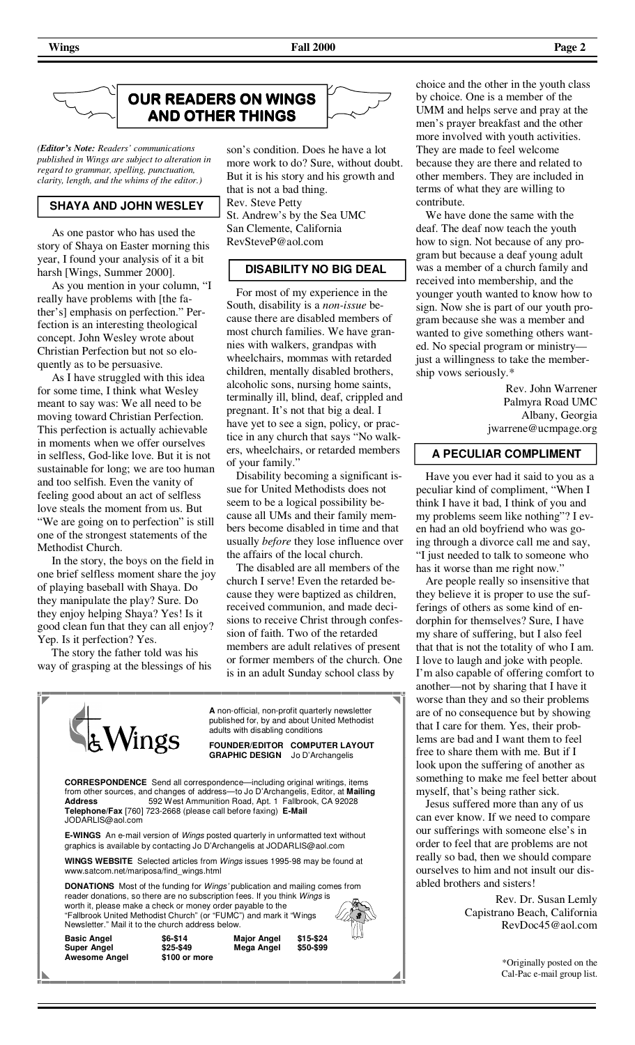# OUR READERS ON WINGS AND OTHER THINGS

*(**Editor's Note:** Readers' communications published in Wings are subject to alteration in regard to grammar, spelling, punctuation, clarity, length, and the whims of the editor.)*

## SHAYA AND JOHN WESLEY

As one pastor who has used the story of Shaya on Easter morning this year, I found your analysis of it a bit harsh [Wings, Summer 2000].

As you mention in your column, "I really have problems with [the father's] emphasis on perfection." Perfection is an interesting theological concept. John Wesley wrote about Christian Perfection but not so eloquently as to be persuasive.

As I have struggled with this idea for some time, I think what Wesley meant to say was: We all need to be moving toward Christian Perfection. This perfection is actually achievable in moments when we offer ourselves in selfless, God-like love. But it is not sustainable for long; we are too human and too selfish. Even the vanity of feeling good about an act of selfless love steals the moment from us. But "We are going on to perfection" is still one of the strongest statements of the Methodist Church.

In the story, the boys on the field in one brief selfless moment share the joy of playing baseball with Shaya. Do they manipulate the play? Sure. Do they enjoy helping Shaya? Yes! Is it good clean fun that they can all enjoy? Yep. Is it perfection? Yes.

The story the father told was his way of grasping at the blessings of his son's condition. Does he have a lot more work to do? Sure, without doubt. But it is his story and his growth and that is not a bad thing.

Rev. Steve Petty
St. Andrew's by the Sea UMC
San Clemente, California
RevSteveP@aol.com

## DISABILITY NO BIG DEAL

For most of my experience in the South, disability is a *non-issue* because there are disabled members of most church families. We have grannies with walkers, grandpas with wheelchairs, mommas with retarded children, mentally disabled brothers, alcoholic sons, nursing home saints, terminally ill, blind, deaf, crippled and pregnant. It's not that big a deal. I have yet to see a sign, policy, or practice in any church that says "No walkers, wheelchairs, or retarded members of your family."

Disability becoming a significant issue for United Methodists does not seem to be a logical possibility because all UMs and their family members become disabled in time and that usually *before* they lose influence over the affairs of the local church.

The disabled are all members of the church I serve! Even the retarded because they were baptized as children, received communion, and made decisions to receive Christ through confession of faith. Two of the retarded members are adult relatives of present or former members of the church. One is in an adult Sunday school class by choice and the other in the youth class by choice. One is a member of the UMM and helps serve and pray at the men's prayer breakfast and the other more involved with youth activities. They are made to feel welcome because they are there and related to other members. They are included in terms of what they are willing to contribute.

We have done the same with the deaf. The deaf now teach the youth how to sign. Not because of any program but because a deaf young adult was a member of a church family and received into membership, and the younger youth wanted to know how to sign. Now she is part of our youth program because she was a member and wanted to give something others wanted. No special program or ministry—just a willingness to take the membership vows seriously.*

Rev. John Warrener
Palmyra Road UMC
Albany, Georgia
jwarrene@ucmpage.org

## A PECULIAR COMPLIMENT

Have you ever had it said to you as a peculiar kind of compliment, "When I think I have it bad, I think of you and my problems seem like nothing"? I even had an old boyfriend who was going through a divorce call me and say, "I just needed to talk to someone who has it worse than me right now."

Are people really so insensitive that they believe it is proper to use the sufferings of others as some kind of endorphin for themselves? Sure, I have my share of suffering, but I also feel that that is not the totality of who I am. I love to laugh and joke with people. I'm also capable of offering comfort to another—not by sharing that I have it worse than they and so their problems are of no consequence but by showing that I care for them. Yes, their problems are bad and I want them to feel free to share them with me. But if I look upon the suffering of another as something to make me feel better about myself, that's being rather sick.

Jesus suffered more than any of us can ever know. If we need to compare our sufferings with someone else's in order to feel that are problems are not really so bad, then we should compare ourselves to him and not insult our disabled brothers and sisters!

Rev. Dr. Susan Lemly
Capistrano Beach, California
RevDoc45@aol.com

*Originally posted on the Cal-Pac e-mail group list.

---

**Wings**

**A** non-official, non-profit quarterly newsletter published for, by and about United Methodist adults with disabling conditions

**FOUNDER/EDITOR COMPUTER LAYOUT GRAPHIC DESIGN** Jo D'Archangelis

**CORRESPONDENCE** Send all correspondence—including original writings, items from other sources, and changes of address—to Jo D'Archangelis, Editor, at **Mailing Address** 592 West Ammunition Road, Apt. 1 Fallbrook, CA 92028 **Telephone/Fax** [760] 723-2668 (please call before faxing) **E-Mail** JODARLIS@aol.com

**E-WINGS** An e-mail version of *Wings* posted quarterly in unformatted text without graphics is available by contacting Jo D'Archangelis at JODARLIS@aol.com

**WINGS WEBSITE** Selected articles from *Wings* issues 1995-98 may be found at www.satcom.net/mariposa/find_wings.html

**DONATIONS** Most of the funding for *Wings'* publication and mailing comes from reader donations, so there are no subscription fees. If you think *Wings* is worth it, please make a check or money order payable to the "Fallbrook United Methodist Church" (or "FUMC") and mark it "Wings Newsletter." Mail it to the church address below.

| | | | |
|---|---|---|---|
| **Basic Angel** | $6-$14 | **Major Angel** | $15-$24 |
| **Super Angel** | $25-$49 | **Mega Angel** | $50-$99 |
| **Awesome Angel** | $100 or more | | |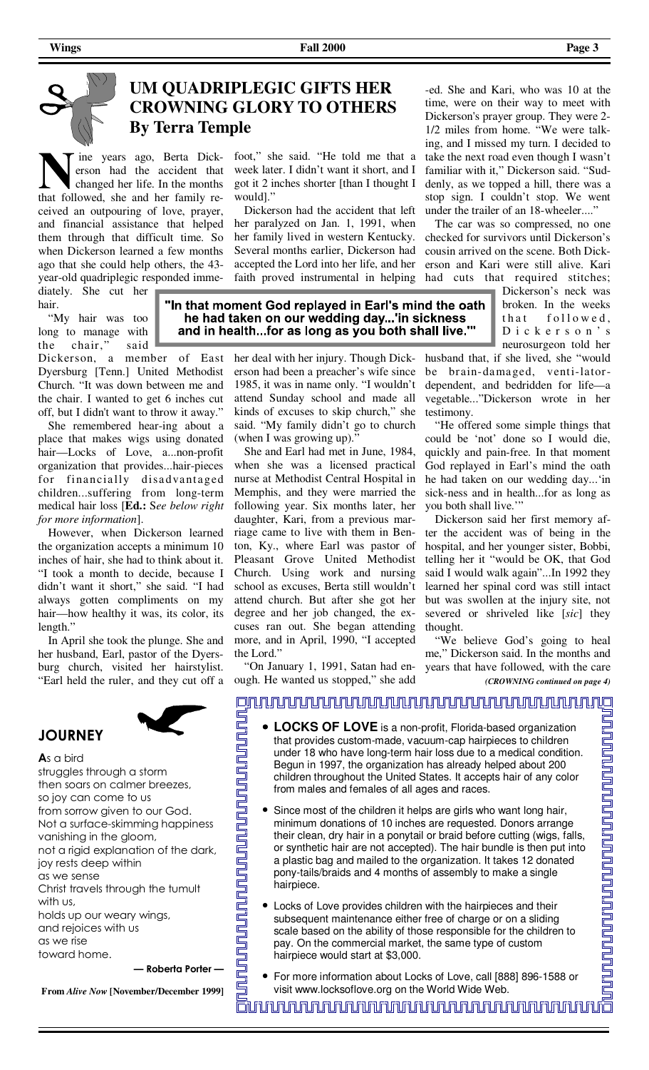## UM QUADRIPLEGIC GIFTS HER CROWNING GLORY TO OTHERS

**By Terra Temple**

Nine years ago, Berta Dickerson had the accident that changed her life. In the months that followed, she and her family received an outpouring of love, prayer, and financial assistance that helped them through that difficult time. So when Dickerson learned a few months ago that she could help others, the 43-year-old quadriplegic responded immediately. She cut her hair.

"My hair was too long to manage with the chair," said Dickerson, a member of East Dyersburg [Tenn.] United Methodist Church. "It was down between me and the chair. I wanted to get 6 inches cut off, but I didn't want to throw it away."

She remembered hear-ing about a place that makes wigs using donated hair—Locks of Love, a...non-profit organization that provides...hair-pieces for financially disadvantaged children...suffering from long-term medical hair loss [**Ed.:** *See below right for more information*].

However, when Dickerson learned the organization accepts a minimum 10 inches of hair, she had to think about it. "I took a month to decide, because I didn't want it short," she said. "I had always gotten compliments on my hair—how healthy it was, its color, its length."

In April she took the plunge. She and her husband, Earl, pastor of the Dyersburg church, visited her hairstylist. "Earl held the ruler, and they cut off a foot," she said. "He told me that a week later. I didn't want it short, and I got it 2 inches shorter [than I thought I would]."

Dickerson had the accident that left her paralyzed on Jan. 1, 1991, when her family lived in western Kentucky. Several months earlier, Dickerson had accepted the Lord into her life, and her faith proved instrumental in helping her deal with her injury. Though Dickerson had been a preacher's wife since 1985, it was in name only. "I wouldn't attend Sunday school and made all kinds of excuses to skip church," she said. "My family didn't go to church (when I was growing up)."

> **"In that moment God replayed in Earl's mind the oath he had taken on our wedding day...'in sickness and in health...for as long as you both shall live.'"**

She and Earl had met in June, 1984, when she was a licensed practical nurse at Methodist Central Hospital in Memphis, and they were married the following year. Six months later, her daughter, Kari, from a previous marriage came to live with them in Benton, Ky., where Earl was pastor of Pleasant Grove United Methodist Church. Using work and nursing school as excuses, Berta still wouldn't attend church. But after she got her degree and her job changed, the excuses ran out. She began attending more, and in April, 1990, "I accepted the Lord."

"On January 1, 1991, Satan had enough. He wanted us stopped," she added. She and Kari, who was 10 at the time, were on their way to meet with Dickerson's prayer group. They were 2-1/2 miles from home. "We were talking, and I missed my turn. I decided to take the next road even though I wasn't familiar with it," Dickerson said. "Suddenly, as we topped a hill, there was a stop sign. I couldn't stop. We went under the trailer of an 18-wheeler...."

The car was so compressed, no one checked for survivors until Dickerson's cousin arrived on the scene. Both Dickerson and Kari were still alive. Kari had cuts that required stitches; Dickerson's neck was broken. In the weeks that followed, Dickerson's neurosurgeon told her husband that, if she lived, she "would be brain-damaged, venti-lator-dependent, and bedridden for life—a vegetable..."Dickerson wrote in her testimony.

"He offered some simple things that could be 'not' done so I would die, quickly and pain-free. In that moment God replayed in Earl's mind the oath he had taken on our wedding day...'in sick-ness and in health...for as long as you both shall live.'"

Dickerson said her first memory after the accident was of being in the hospital, and her younger sister, Bobbi, telling her it "would be OK, that God said I would walk again"...In 1992 they learned her spinal cord was still intact but was swollen at the injury site, not severed or shriveled like [*sic*] they thought.

"We believe God's going to heal me," Dickerson said. In the months and years that have followed, with the care

*(CROWNING continued on page 4)*

## JOURNEY

As a bird
struggles through a storm
then soars on calmer breezes,
so joy can come to us
from sorrow given to our God.
Not a surface-skimming happiness
vanishing in the gloom,
not a rigid explanation of the dark,
joy rests deep within
as we sense
Christ travels through the tumult
with us,
holds up our weary wings,
and rejoices with us
as we rise
toward home.

**— Roberta Porter —**

**From *Alive Now* [November/December 1999]**

- **LOCKS OF LOVE** is a non-profit, Florida-based organization that provides custom-made, vacuum-cap hairpieces to children under 18 who have long-term hair loss due to a medical condition. Begun in 1997, the organization has already helped about 200 children throughout the United States. It accepts hair of any color from males and females of all ages and races.
- Since most of the children it helps are girls who want long hair, minimum donations of 10 inches are requested. Donors arrange their clean, dry hair in a ponytail or braid before cutting (wigs, falls, or synthetic hair are not accepted). The hair bundle is then put into a plastic bag and mailed to the organization. It takes 12 donated pony-tails/braids and 4 months of assembly to make a single hairpiece.
- Locks of Love provides children with the hairpieces and their subsequent maintenance either free of charge or on a sliding scale based on the ability of those responsible for the children to pay. On the commercial market, the same type of custom hairpiece would start at $3,000.
- For more information about Locks of Love, call [888] 896-1588 or visit www.locksoflove.org on the World Wide Web.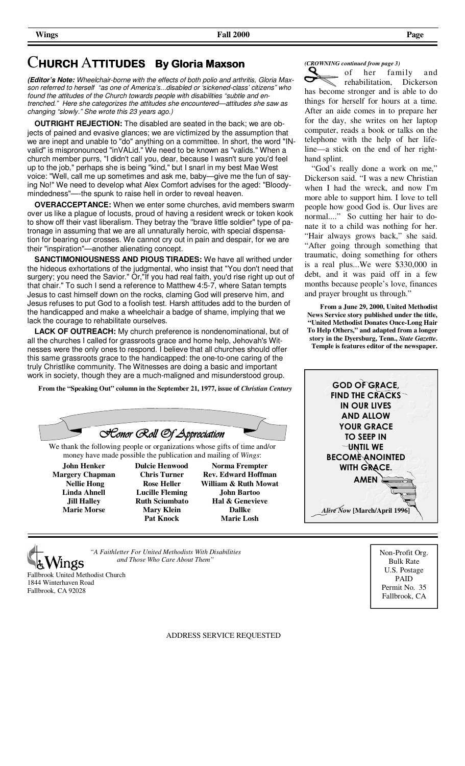# CHURCH ATTITUDES By Gloria Maxson

***(Editor's Note:** Wheelchair-borne with the effects of both polio and arthritis, Gloria Maxson referred to herself "as one of America's...disabled or 'sickened-class' citizens" who found the attitudes of the Church towards people with disabilities "subtle and entrenched." Here she categorizes the attitudes she encountered—attitudes she saw as changing "slowly." She wrote this 23 years ago.)*

**OUTRIGHT REJECTION:** The disabled are seated in the back; we are objects of pained and evasive glances; we are victimized by the assumption that we are inept and unable to "do" anything on a committee. In short, the word "INvalid" is mispronounced "inVALid." We need to be known as "valids." When a church member purrs, "I didn't call you, dear, because I wasn't sure you'd feel up to the job," perhaps she is being "kind," but I snarl in my best Mae West voice: "Well, call me up sometimes and ask me, baby—give me the fun of saying No!" We need to develop what Alex Comfort advises for the aged: "Bloody-mindedness"—the spunk to raise hell in order to reveal heaven.

**OVERACCEPTANCE:** When we enter some churches, avid members swarm over us like a plague of locusts, proud of having a resident wreck or token kook to show off their vast liberalism. They betray the "brave little soldier" type of patronage in assuming that we are all unnaturally heroic, with special dispensation for bearing our crosses. We cannot cry out in pain and despair, for we are their "inspiration"—another alienating concept.

**SANCTIMONIOUSNESS AND PIOUS TIRADES:** We have all writhed under the hideous exhortations of the judgmental, who insist that "You don't need that surgery; you need the Savior." Or,"If you had real faith, you'd rise right up out of that chair." To such I send a reference to Matthew 4:5-7, where Satan tempts Jesus to cast himself down on the rocks, claming God will preserve him, and Jesus refuses to put God to a foolish test. Harsh attitudes add to the burden of the handicapped and make a wheelchair a badge of shame, implying that we lack the courage to rehabilitate ourselves.

**LACK OF OUTREACH:** My church preference is nondenominational, but of all the churches I called for grassroots grace and home help, Jehovah's Witnesses were the only ones to respond. I believe that all churches should offer this same grassroots grace to the handicapped: the one-to-one caring of the truly Christlike community. The Witnesses are doing a basic and important work in society, though they are a much-maligned and misunderstood group.

**From the "Speaking Out" column in the September 21, 1977, issue of *Christian Century***

## Honor Roll Of Appreciation

We thank the following people or organizations whose gifts of time and/or money have made possible the publication and mailing of *Wings*:

| | | |
|---|---|---|
| John Henker | Dulcie Henwood | Norma Frempter |
| Margery Chapman | Chris Turner | Rev. Edward Hoffman |
| Nellie Hong | Rose Heller | William & Ruth Mowat |
| Linda Ahnell | Lucille Fleming | John Bartoo |
| Jill Halley | Ruth Sciumbato | Hal & Genevieve |
| Marie Morse | Mary Klein | Dallke |
| | Pat Knock | Marie Losh |

***(CROWNING continued from page 3)***

of her family and rehabilitation, Dickerson has become stronger and is able to do things for herself for hours at a time. After an aide comes in to prepare her for the day, she writes on her laptop computer, reads a book or talks on the telephone with the help of her lifeline—a stick on the end of her right-hand splint.

"God's really done a work on me," Dickerson said. "I was a new Christian when I had the wreck, and now I'm more able to support him. I love to tell people how good God is. Our lives are normal...." So cutting her hair to donate it to a child was nothing for her. "Hair always grows back," she said. "After going through something that traumatic, doing something for others is a real plus...We were $330,000 in debt, and it was paid off in a few months because people's love, finances and prayer brought us through."

**From a June 29, 2000, United Methodist News Service story published under the title, "United Methodist Donates Once-Long Hair To Help Others," and adapted from a longer story in the Dyersburg, Tenn., *State Gazette*. Temple is features editor of the newspaper.**

GOD OF GRACE,
FIND THE CRACKS
IN OUR LIVES
AND ALLOW
YOUR GRACE
TO SEEP IN
UNTIL WE
BECOME ANOINTED
WITH GRACE.
AMEN

***Alive Now* [March/April 1996]**

Wings

*"A Faithletter For United Methodists With Disabilities and Those Who Care About Them"*

Fallbrook United Methodist Church
1844 Winterhaven Road
Fallbrook, CA 92028

Non-Profit Org.
Bulk Rate
U.S. Postage
PAID
Permit No. 35
Fallbrook, CA

ADDRESS SERVICE REQUESTED